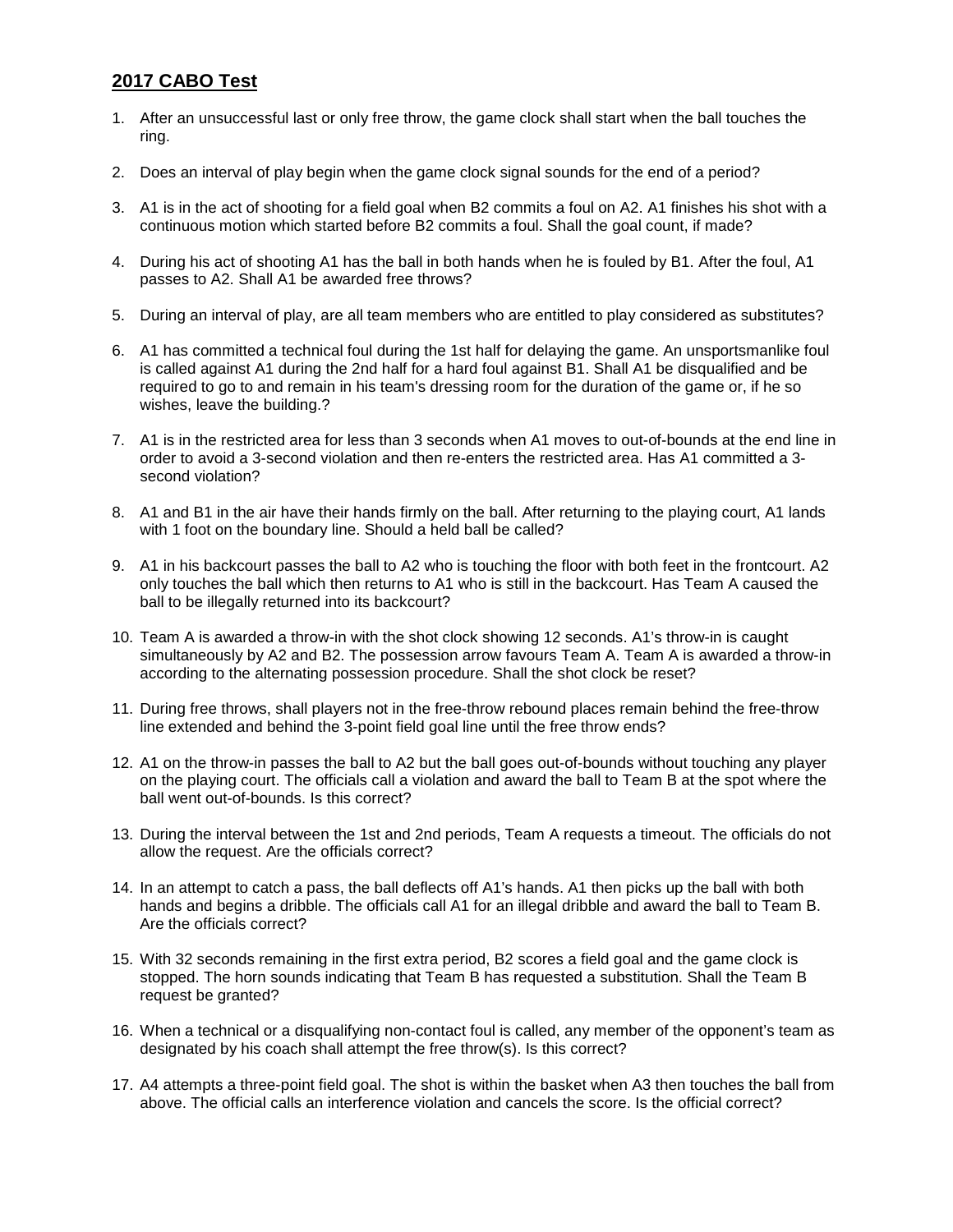## **2017 CABO Test**

1. After an unsuccessful last or only free throw, the game clock shall start when the ball touches the ring.

2. Does an interval of play begin when the game clock signal sounds for the end of a period?

3. A1 is in the act of shooting for a field goal when B2 commits a foul on A2. A1 finishes his shot with a continuous motion which started before B2 commits a foul. Shall the goal count, if made?

4. During his act of shooting A1 has the ball in both hands when he is fouled by B1. After the foul, A1 passes to A2. Shall A1 be awarded free throws?

5. During an interval of play, are all team members who are entitled to play considered as substitutes?

6. A1 has committed a technical foul during the 1st half for delaying the game. An unsportsmanlike foul is called against A1 during the 2nd half for a hard foul against B1. Shall A1 be disqualified and be required to go to and remain in his team's dressing room for the duration of the game or, if he so wishes, leave the building.?

7. A1 is in the restricted area for less than 3 seconds when A1 moves to out-of-bounds at the end line in order to avoid a 3-second violation and then re-enters the restricted area. Has A1 committed a 3-second violation?

8. A1 and B1 in the air have their hands firmly on the ball. After returning to the playing court, A1 lands with 1 foot on the boundary line. Should a held ball be called?

9. A1 in his backcourt passes the ball to A2 who is touching the floor with both feet in the frontcourt. A2 only touches the ball which then returns to A1 who is still in the backcourt. Has Team A caused the ball to be illegally returned into its backcourt?

10. Team A is awarded a throw-in with the shot clock showing 12 seconds. A1's throw-in is caught simultaneously by A2 and B2. The possession arrow favours Team A. Team A is awarded a throw-in according to the alternating possession procedure. Shall the shot clock be reset?

11. During free throws, shall players not in the free-throw rebound places remain behind the free-throw line extended and behind the 3-point field goal line until the free throw ends?

12. A1 on the throw-in passes the ball to A2 but the ball goes out-of-bounds without touching any player on the playing court. The officials call a violation and award the ball to Team B at the spot where the ball went out-of-bounds. Is this correct?

13. During the interval between the 1st and 2nd periods, Team A requests a timeout. The officials do not allow the request. Are the officials correct?

14. In an attempt to catch a pass, the ball deflects off A1's hands. A1 then picks up the ball with both hands and begins a dribble. The officials call A1 for an illegal dribble and award the ball to Team B. Are the officials correct?

15. With 32 seconds remaining in the first extra period, B2 scores a field goal and the game clock is stopped. The horn sounds indicating that Team B has requested a substitution. Shall the Team B request be granted?

16. When a technical or a disqualifying non-contact foul is called, any member of the opponent's team as designated by his coach shall attempt the free throw(s). Is this correct?

17. A4 attempts a three-point field goal. The shot is within the basket when A3 then touches the ball from above. The official calls an interference violation and cancels the score. Is the official correct?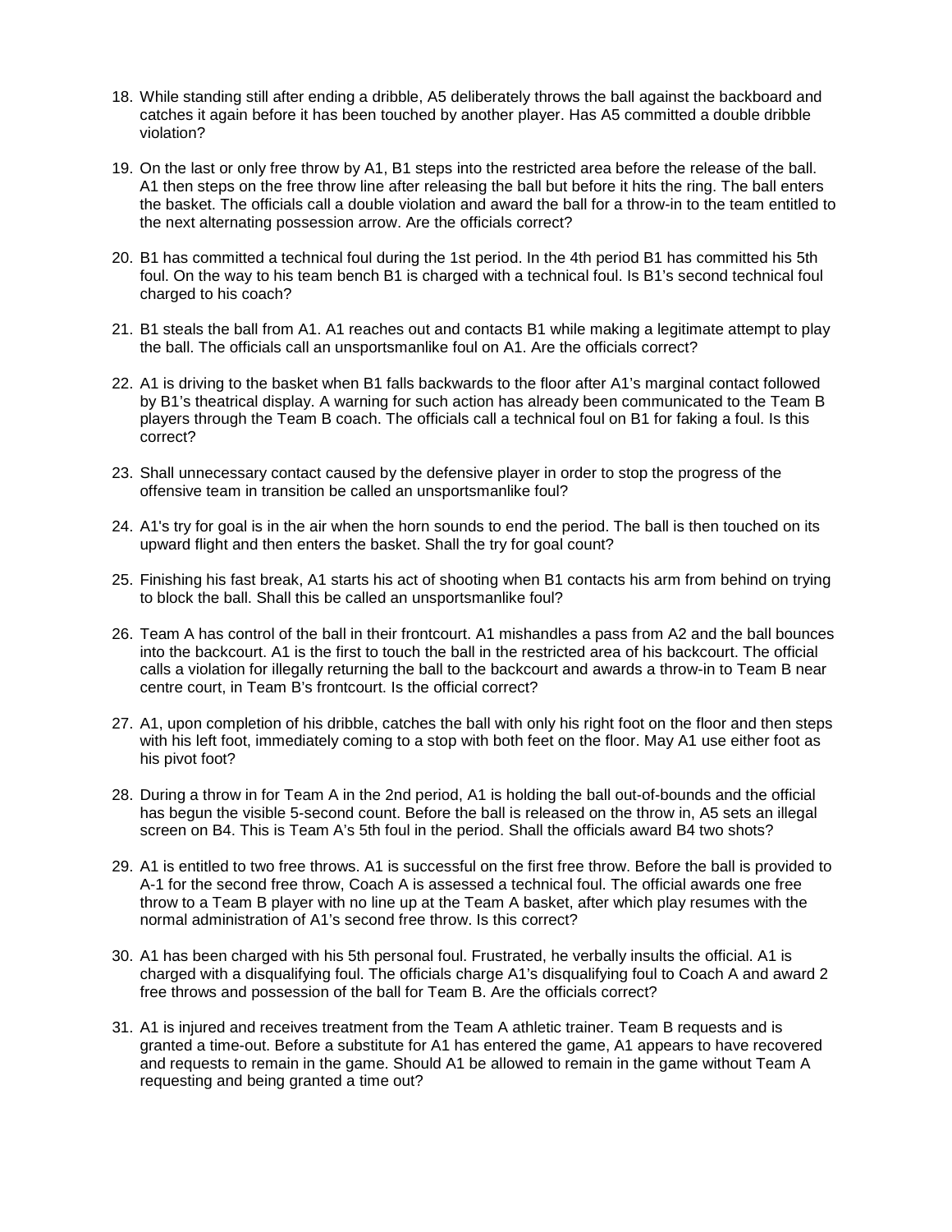18. While standing still after ending a dribble, A5 deliberately throws the ball against the backboard and catches it again before it has been touched by another player. Has A5 committed a double dribble violation?

19. On the last or only free throw by A1, B1 steps into the restricted area before the release of the ball. A1 then steps on the free throw line after releasing the ball but before it hits the ring. The ball enters the basket. The officials call a double violation and award the ball for a throw-in to the team entitled to the next alternating possession arrow. Are the officials correct?

20. B1 has committed a technical foul during the 1st period. In the 4th period B1 has committed his 5th foul. On the way to his team bench B1 is charged with a technical foul. Is B1's second technical foul charged to his coach?

21. B1 steals the ball from A1. A1 reaches out and contacts B1 while making a legitimate attempt to play the ball. The officials call an unsportsmanlike foul on A1. Are the officials correct?

22. A1 is driving to the basket when B1 falls backwards to the floor after A1's marginal contact followed by B1's theatrical display. A warning for such action has already been communicated to the Team B players through the Team B coach. The officials call a technical foul on B1 for faking a foul. Is this correct?

23. Shall unnecessary contact caused by the defensive player in order to stop the progress of the offensive team in transition be called an unsportsmanlike foul?

24. A1's try for goal is in the air when the horn sounds to end the period. The ball is then touched on its upward flight and then enters the basket. Shall the try for goal count?

25. Finishing his fast break, A1 starts his act of shooting when B1 contacts his arm from behind on trying to block the ball. Shall this be called an unsportsmanlike foul?

26. Team A has control of the ball in their frontcourt. A1 mishandles a pass from A2 and the ball bounces into the backcourt. A1 is the first to touch the ball in the restricted area of his backcourt. The official calls a violation for illegally returning the ball to the backcourt and awards a throw-in to Team B near centre court, in Team B's frontcourt. Is the official correct?

27. A1, upon completion of his dribble, catches the ball with only his right foot on the floor and then steps with his left foot, immediately coming to a stop with both feet on the floor. May A1 use either foot as his pivot foot?

28. During a throw in for Team A in the 2nd period, A1 is holding the ball out-of-bounds and the official has begun the visible 5-second count. Before the ball is released on the throw in, A5 sets an illegal screen on B4. This is Team A's 5th foul in the period. Shall the officials award B4 two shots?

29. A1 is entitled to two free throws. A1 is successful on the first free throw. Before the ball is provided to A-1 for the second free throw, Coach A is assessed a technical foul. The official awards one free throw to a Team B player with no line up at the Team A basket, after which play resumes with the normal administration of A1's second free throw. Is this correct?

30. A1 has been charged with his 5th personal foul. Frustrated, he verbally insults the official. A1 is charged with a disqualifying foul. The officials charge A1's disqualifying foul to Coach A and award 2 free throws and possession of the ball for Team B. Are the officials correct?

31. A1 is injured and receives treatment from the Team A athletic trainer. Team B requests and is granted a time-out. Before a substitute for A1 has entered the game, A1 appears to have recovered and requests to remain in the game. Should A1 be allowed to remain in the game without Team A requesting and being granted a time out?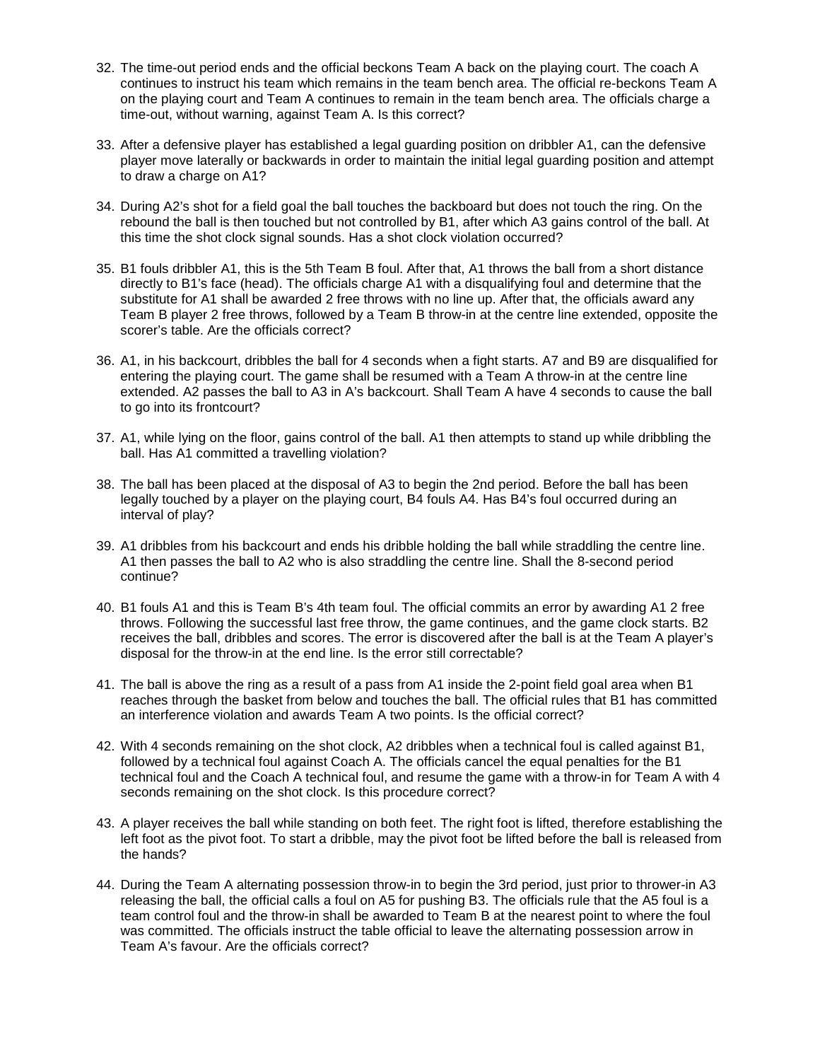32. The time-out period ends and the official beckons Team A back on the playing court. The coach A continues to instruct his team which remains in the team bench area. The official re-beckons Team A on the playing court and Team A continues to remain in the team bench area. The officials charge a time-out, without warning, against Team A. Is this correct?

33. After a defensive player has established a legal guarding position on dribbler A1, can the defensive player move laterally or backwards in order to maintain the initial legal guarding position and attempt to draw a charge on A1?

34. During A2's shot for a field goal the ball touches the backboard but does not touch the ring. On the rebound the ball is then touched but not controlled by B1, after which A3 gains control of the ball. At this time the shot clock signal sounds. Has a shot clock violation occurred?

35. B1 fouls dribbler A1, this is the 5th Team B foul. After that, A1 throws the ball from a short distance directly to B1's face (head). The officials charge A1 with a disqualifying foul and determine that the substitute for A1 shall be awarded 2 free throws with no line up. After that, the officials award any Team B player 2 free throws, followed by a Team B throw-in at the centre line extended, opposite the scorer's table. Are the officials correct?

36. A1, in his backcourt, dribbles the ball for 4 seconds when a fight starts. A7 and B9 are disqualified for entering the playing court. The game shall be resumed with a Team A throw-in at the centre line extended. A2 passes the ball to A3 in A's backcourt. Shall Team A have 4 seconds to cause the ball to go into its frontcourt?

37. A1, while lying on the floor, gains control of the ball. A1 then attempts to stand up while dribbling the ball. Has A1 committed a travelling violation?

38. The ball has been placed at the disposal of A3 to begin the 2nd period. Before the ball has been legally touched by a player on the playing court, B4 fouls A4. Has B4's foul occurred during an interval of play?

39. A1 dribbles from his backcourt and ends his dribble holding the ball while straddling the centre line. A1 then passes the ball to A2 who is also straddling the centre line. Shall the 8-second period continue?

40. B1 fouls A1 and this is Team B's 4th team foul. The official commits an error by awarding A1 2 free throws. Following the successful last free throw, the game continues, and the game clock starts. B2 receives the ball, dribbles and scores. The error is discovered after the ball is at the Team A player's disposal for the throw-in at the end line. Is the error still correctable?

41. The ball is above the ring as a result of a pass from A1 inside the 2-point field goal area when B1 reaches through the basket from below and touches the ball. The official rules that B1 has committed an interference violation and awards Team A two points. Is the official correct?

42. With 4 seconds remaining on the shot clock, A2 dribbles when a technical foul is called against B1, followed by a technical foul against Coach A. The officials cancel the equal penalties for the B1 technical foul and the Coach A technical foul, and resume the game with a throw-in for Team A with 4 seconds remaining on the shot clock. Is this procedure correct?

43. A player receives the ball while standing on both feet. The right foot is lifted, therefore establishing the left foot as the pivot foot. To start a dribble, may the pivot foot be lifted before the ball is released from the hands?

44. During the Team A alternating possession throw-in to begin the 3rd period, just prior to thrower-in A3 releasing the ball, the official calls a foul on A5 for pushing B3. The officials rule that the A5 foul is a team control foul and the throw-in shall be awarded to Team B at the nearest point to where the foul was committed. The officials instruct the table official to leave the alternating possession arrow in Team A's favour. Are the officials correct?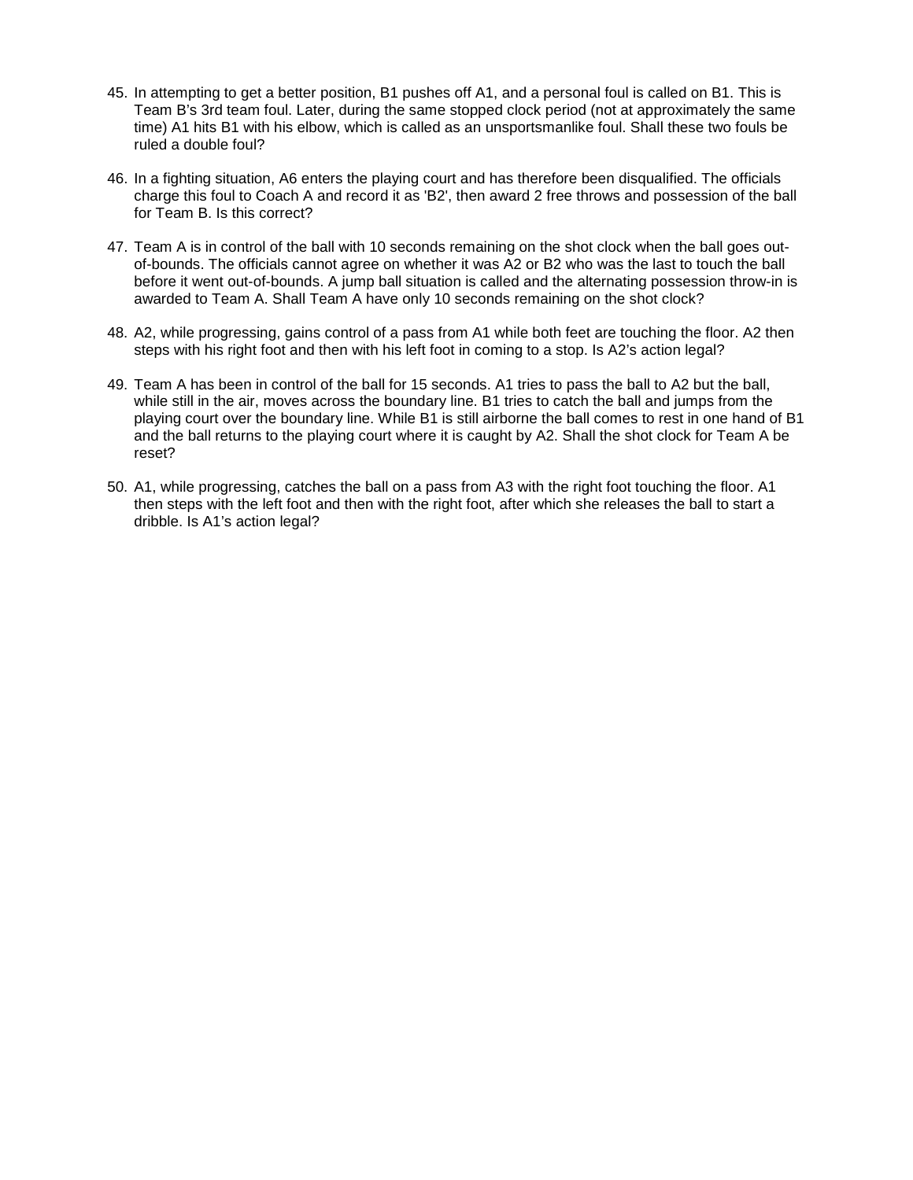45. In attempting to get a better position, B1 pushes off A1, and a personal foul is called on B1. This is Team B's 3rd team foul. Later, during the same stopped clock period (not at approximately the same time) A1 hits B1 with his elbow, which is called as an unsportsmanlike foul. Shall these two fouls be ruled a double foul?

46. In a fighting situation, A6 enters the playing court and has therefore been disqualified. The officials charge this foul to Coach A and record it as 'B2', then award 2 free throws and possession of the ball for Team B. Is this correct?

47. Team A is in control of the ball with 10 seconds remaining on the shot clock when the ball goes out-of-bounds. The officials cannot agree on whether it was A2 or B2 who was the last to touch the ball before it went out-of-bounds. A jump ball situation is called and the alternating possession throw-in is awarded to Team A. Shall Team A have only 10 seconds remaining on the shot clock?

48. A2, while progressing, gains control of a pass from A1 while both feet are touching the floor. A2 then steps with his right foot and then with his left foot in coming to a stop. Is A2's action legal?

49. Team A has been in control of the ball for 15 seconds. A1 tries to pass the ball to A2 but the ball, while still in the air, moves across the boundary line. B1 tries to catch the ball and jumps from the playing court over the boundary line. While B1 is still airborne the ball comes to rest in one hand of B1 and the ball returns to the playing court where it is caught by A2. Shall the shot clock for Team A be reset?

50. A1, while progressing, catches the ball on a pass from A3 with the right foot touching the floor. A1 then steps with the left foot and then with the right foot, after which she releases the ball to start a dribble. Is A1's action legal?